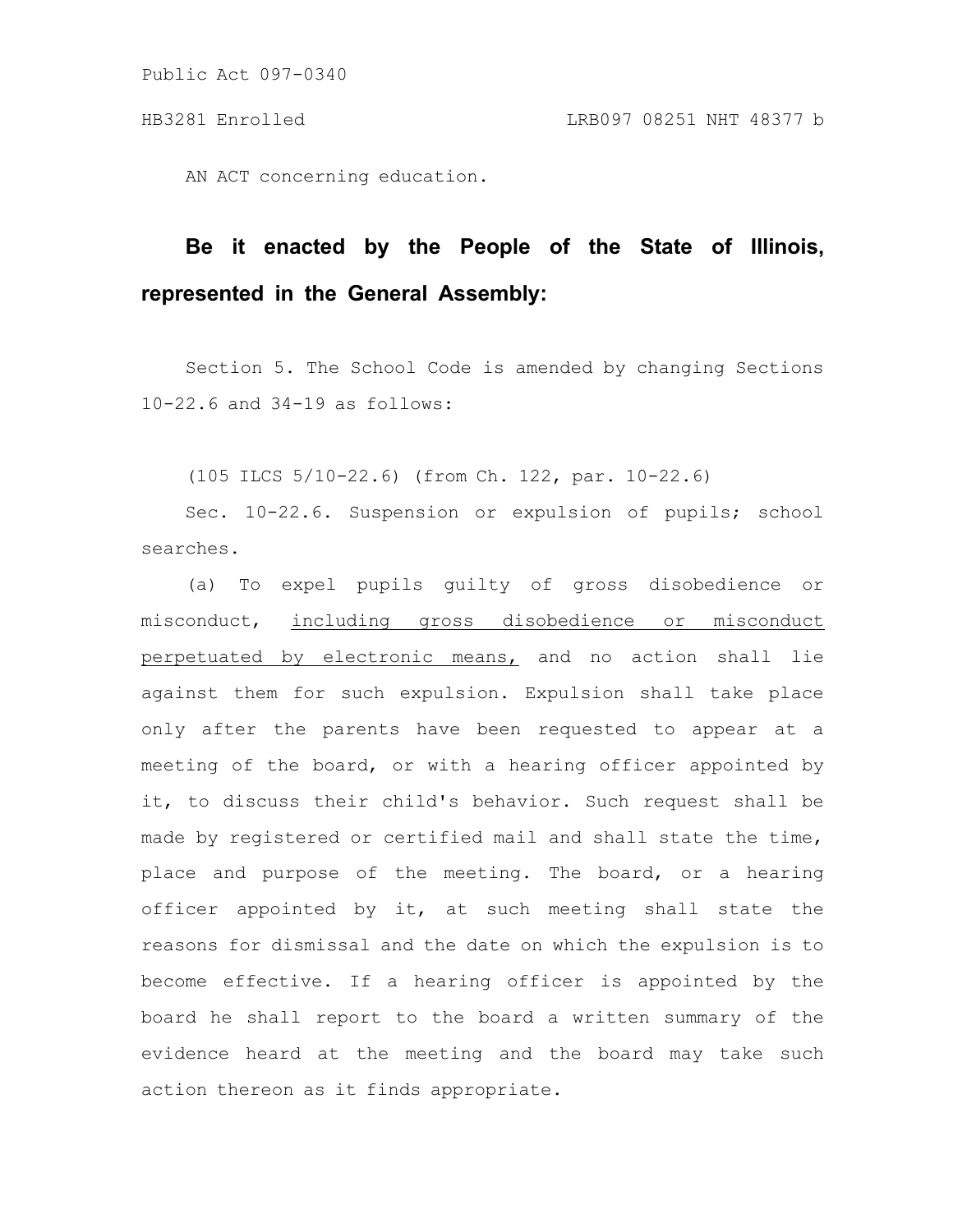Public Act 097-0340

HB3281 Enrolled LRB097 08251 NHT 48377 b

AN ACT concerning education.

**Be it enacted by the People of the State of Illinois, represented in the General Assembly:**

Section 5. The School Code is amended by changing Sections 10-22.6 and 34-19 as follows:

(105 ILCS 5/10-22.6) (from Ch. 122, par. 10-22.6)

Sec. 10-22.6. Suspension or expulsion of pupils; school searches.

(a) To expel pupils guilty of gross disobedience or misconduct, <u>including gross disobedience or misconduct perpetuated by electronic means,</u> and no action shall lie against them for such expulsion. Expulsion shall take place only after the parents have been requested to appear at a meeting of the board, or with a hearing officer appointed by it, to discuss their child's behavior. Such request shall be made by registered or certified mail and shall state the time, place and purpose of the meeting. The board, or a hearing officer appointed by it, at such meeting shall state the reasons for dismissal and the date on which the expulsion is to become effective. If a hearing officer is appointed by the board he shall report to the board a written summary of the evidence heard at the meeting and the board may take such action thereon as it finds appropriate.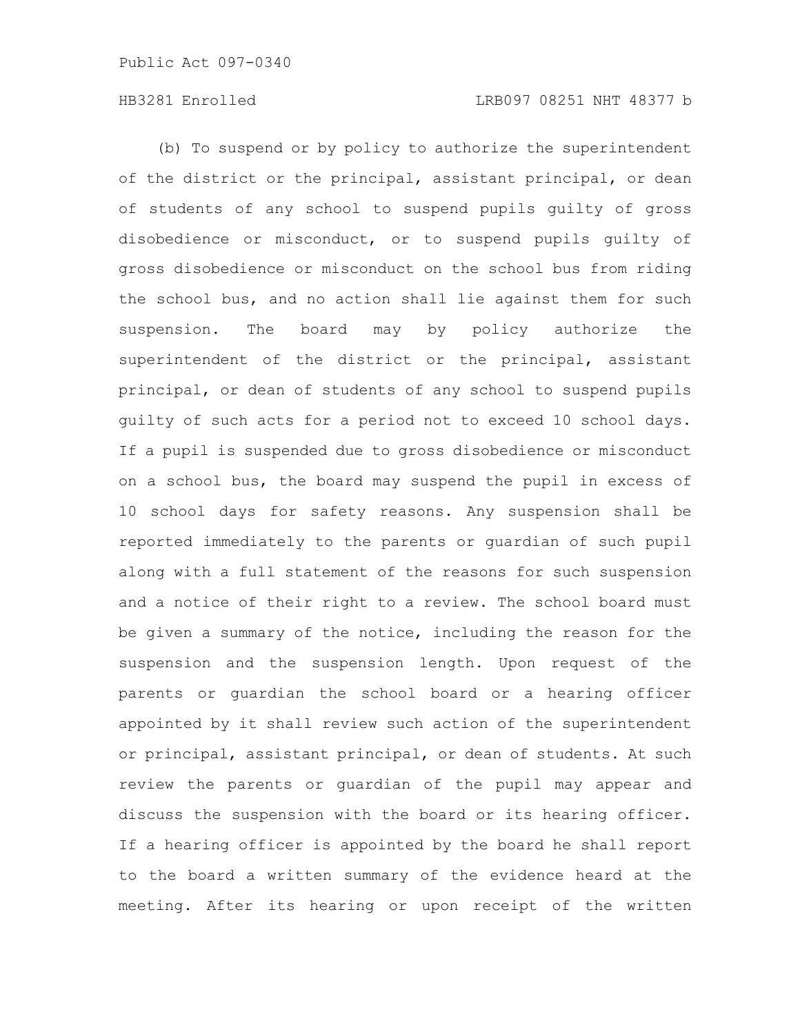(b) To suspend or by policy to authorize the superintendent of the district or the principal, assistant principal, or dean of students of any school to suspend pupils guilty of gross disobedience or misconduct, or to suspend pupils guilty of gross disobedience or misconduct on the school bus from riding the school bus, and no action shall lie against them for such suspension. The board may by policy authorize the superintendent of the district or the principal, assistant principal, or dean of students of any school to suspend pupils guilty of such acts for a period not to exceed 10 school days. If a pupil is suspended due to gross disobedience or misconduct on a school bus, the board may suspend the pupil in excess of 10 school days for safety reasons. Any suspension shall be reported immediately to the parents or guardian of such pupil along with a full statement of the reasons for such suspension and a notice of their right to a review. The school board must be given a summary of the notice, including the reason for the suspension and the suspension length. Upon request of the parents or guardian the school board or a hearing officer appointed by it shall review such action of the superintendent or principal, assistant principal, or dean of students. At such review the parents or guardian of the pupil may appear and discuss the suspension with the board or its hearing officer. If a hearing officer is appointed by the board he shall report to the board a written summary of the evidence heard at the meeting. After its hearing or upon receipt of the written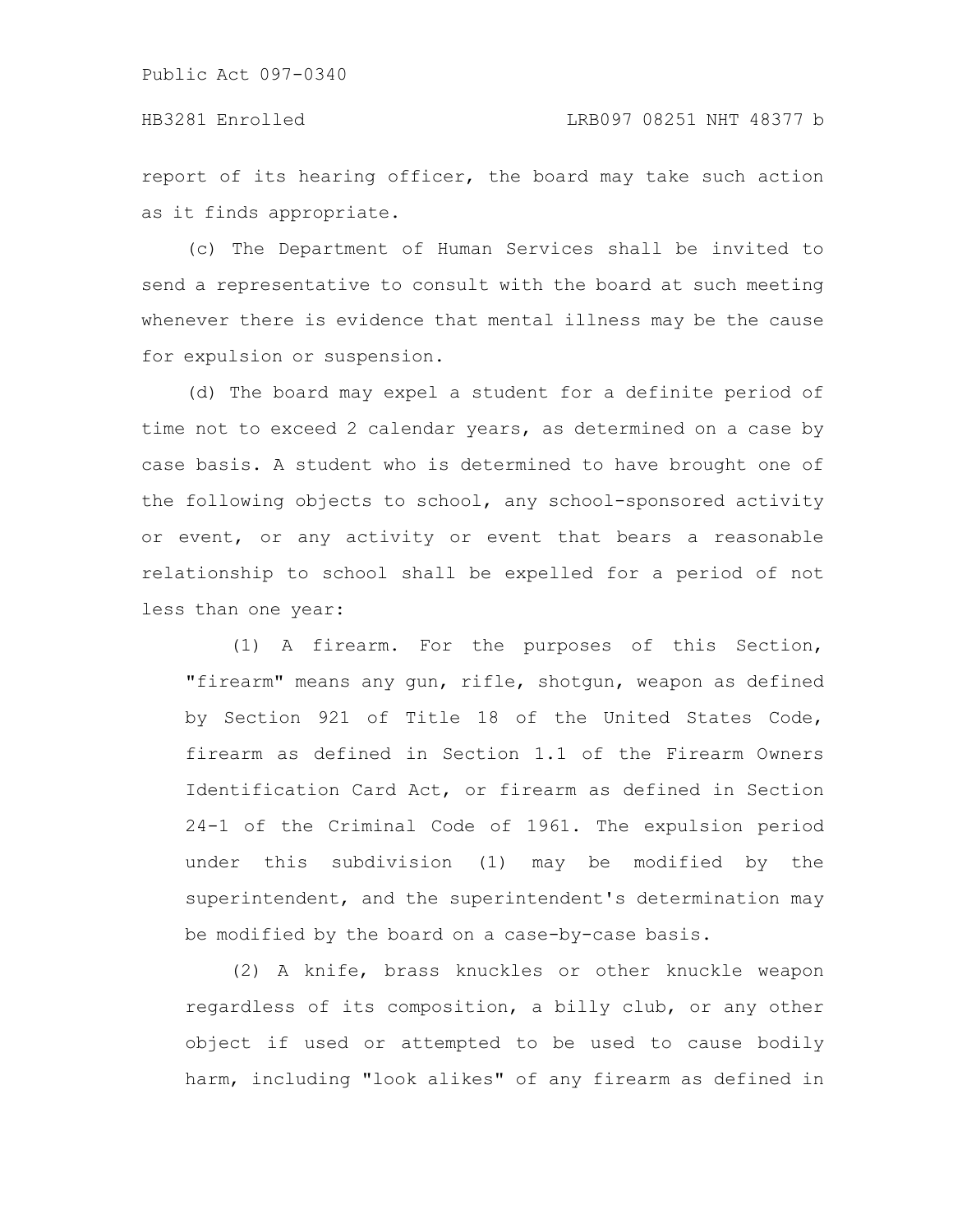report of its hearing officer, the board may take such action as it finds appropriate.

(c) The Department of Human Services shall be invited to send a representative to consult with the board at such meeting whenever there is evidence that mental illness may be the cause for expulsion or suspension.

(d) The board may expel a student for a definite period of time not to exceed 2 calendar years, as determined on a case by case basis. A student who is determined to have brought one of the following objects to school, any school-sponsored activity or event, or any activity or event that bears a reasonable relationship to school shall be expelled for a period of not less than one year:

(1) A firearm. For the purposes of this Section, "firearm" means any gun, rifle, shotgun, weapon as defined by Section 921 of Title 18 of the United States Code, firearm as defined in Section 1.1 of the Firearm Owners Identification Card Act, or firearm as defined in Section 24-1 of the Criminal Code of 1961. The expulsion period under this subdivision (1) may be modified by the superintendent, and the superintendent's determination may be modified by the board on a case-by-case basis.

(2) A knife, brass knuckles or other knuckle weapon regardless of its composition, a billy club, or any other object if used or attempted to be used to cause bodily harm, including "look alikes" of any firearm as defined in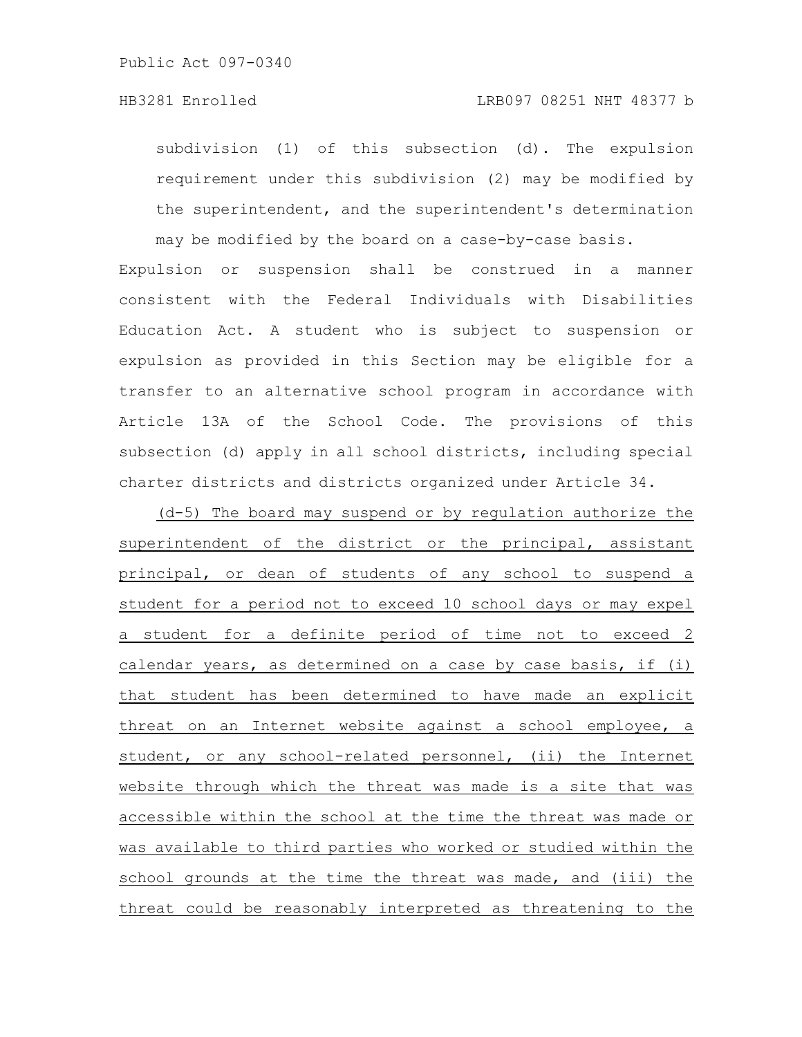subdivision (1) of this subsection (d). The expulsion requirement under this subdivision (2) may be modified by the superintendent, and the superintendent's determination may be modified by the board on a case-by-case basis.

Expulsion or suspension shall be construed in a manner consistent with the Federal Individuals with Disabilities Education Act. A student who is subject to suspension or expulsion as provided in this Section may be eligible for a transfer to an alternative school program in accordance with Article 13A of the School Code. The provisions of this subsection (d) apply in all school districts, including special charter districts and districts organized under Article 34.

<u>(d-5) The board may suspend or by regulation authorize the superintendent of the district or the principal, assistant principal, or dean of students of any school to suspend a student for a period not to exceed 10 school days or may expel a student for a definite period of time not to exceed 2 calendar years, as determined on a case by case basis, if (i) that student has been determined to have made an explicit threat on an Internet website against a school employee, a student, or any school-related personnel, (ii) the Internet website through which the threat was made is a site that was accessible within the school at the time the threat was made or was available to third parties who worked or studied within the school grounds at the time the threat was made, and (iii) the threat could be reasonably interpreted as threatening to the</u>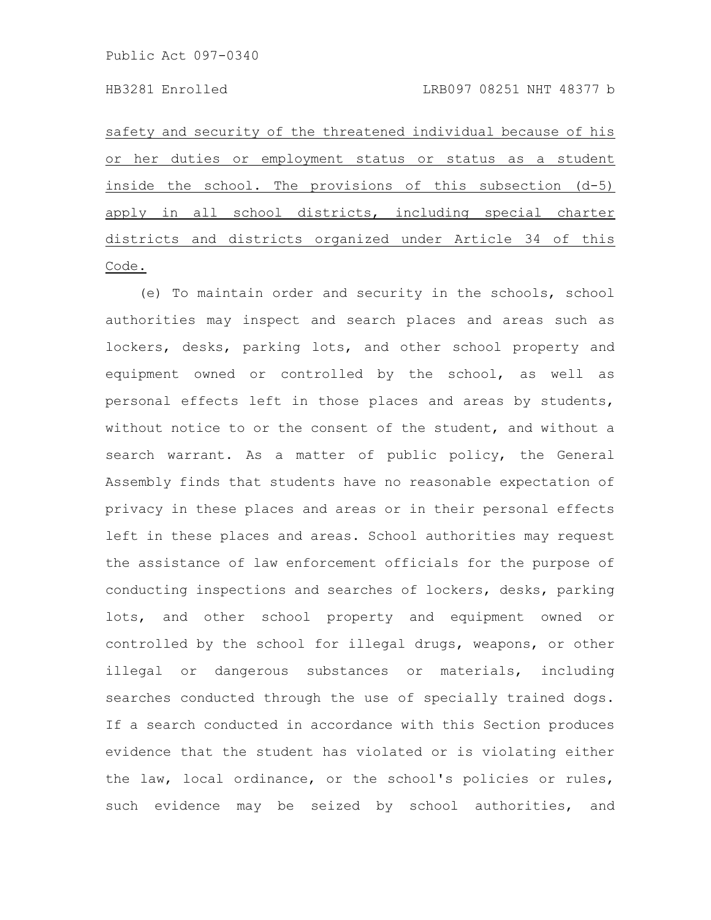safety and security of the threatened individual because of his or her duties or employment status or status as a student inside the school. The provisions of this subsection (d-5) apply in all school districts, including special charter districts and districts organized under Article 34 of this Code.

(e) To maintain order and security in the schools, school authorities may inspect and search places and areas such as lockers, desks, parking lots, and other school property and equipment owned or controlled by the school, as well as personal effects left in those places and areas by students, without notice to or the consent of the student, and without a search warrant. As a matter of public policy, the General Assembly finds that students have no reasonable expectation of privacy in these places and areas or in their personal effects left in these places and areas. School authorities may request the assistance of law enforcement officials for the purpose of conducting inspections and searches of lockers, desks, parking lots, and other school property and equipment owned or controlled by the school for illegal drugs, weapons, or other illegal or dangerous substances or materials, including searches conducted through the use of specially trained dogs. If a search conducted in accordance with this Section produces evidence that the student has violated or is violating either the law, local ordinance, or the school's policies or rules, such evidence may be seized by school authorities, and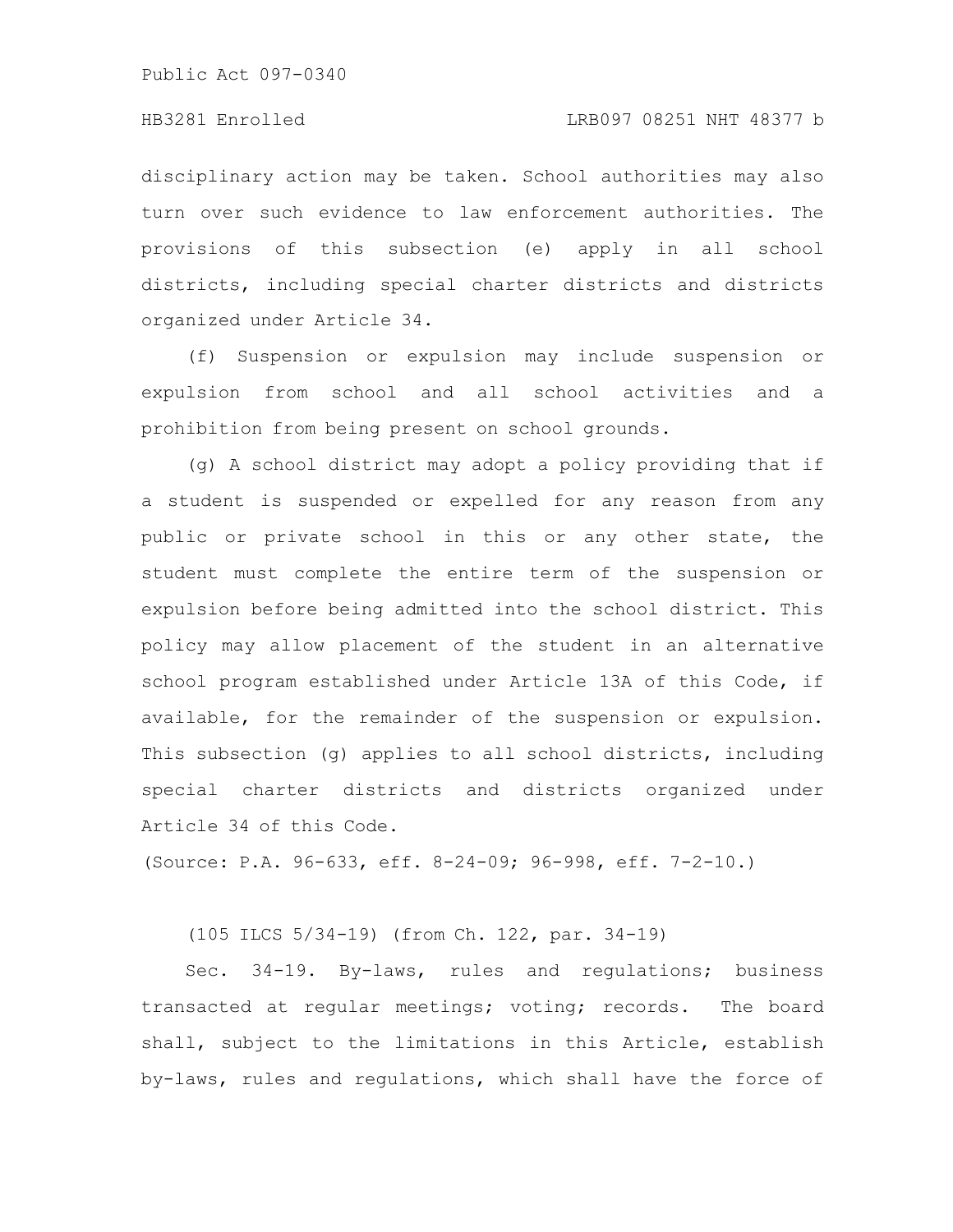disciplinary action may be taken. School authorities may also turn over such evidence to law enforcement authorities. The provisions of this subsection (e) apply in all school districts, including special charter districts and districts organized under Article 34.

(f) Suspension or expulsion may include suspension or expulsion from school and all school activities and a prohibition from being present on school grounds.

(g) A school district may adopt a policy providing that if a student is suspended or expelled for any reason from any public or private school in this or any other state, the student must complete the entire term of the suspension or expulsion before being admitted into the school district. This policy may allow placement of the student in an alternative school program established under Article 13A of this Code, if available, for the remainder of the suspension or expulsion. This subsection (g) applies to all school districts, including special charter districts and districts organized under Article 34 of this Code.

(Source: P.A. 96-633, eff. 8-24-09; 96-998, eff. 7-2-10.)

(105 ILCS 5/34-19) (from Ch. 122, par. 34-19)

Sec. 34-19. By-laws, rules and regulations; business transacted at regular meetings; voting; records. The board shall, subject to the limitations in this Article, establish by-laws, rules and regulations, which shall have the force of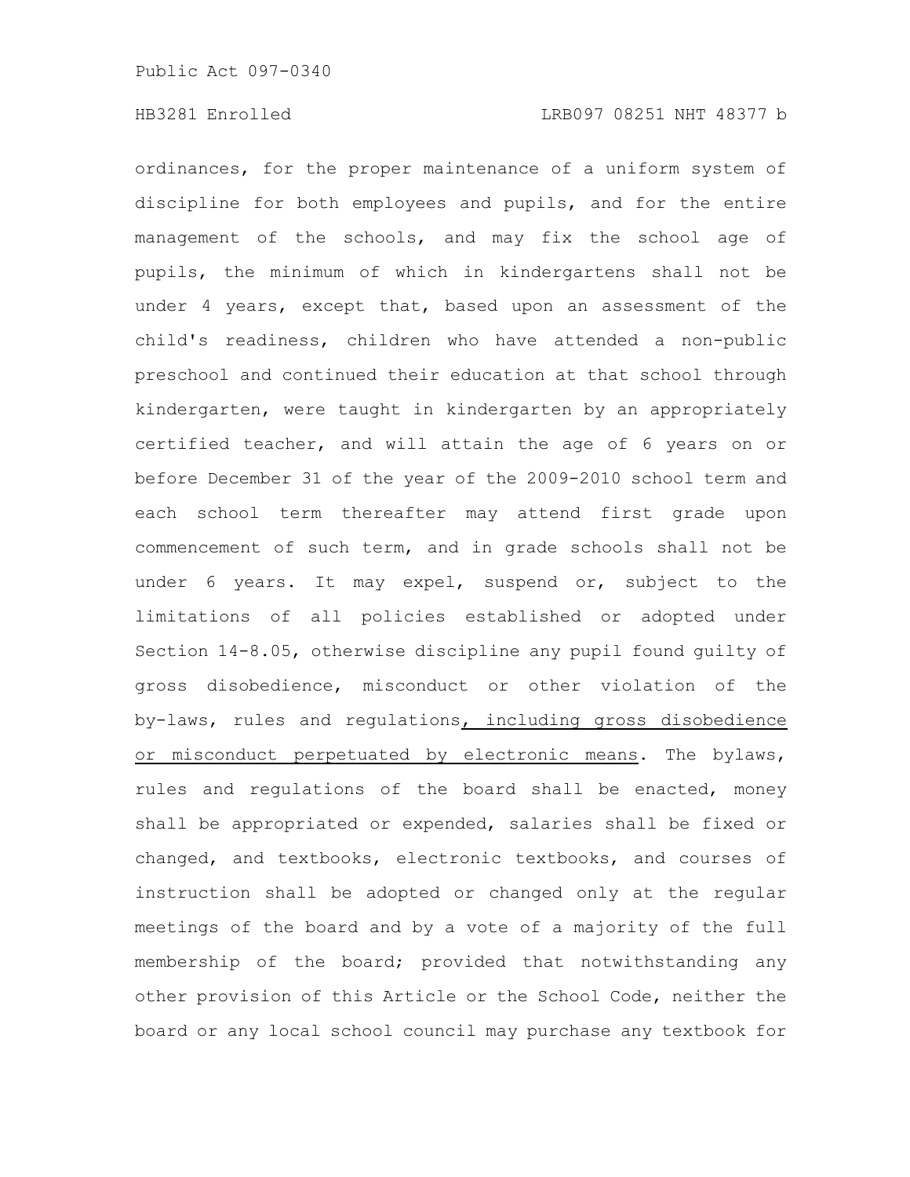ordinances, for the proper maintenance of a uniform system of discipline for both employees and pupils, and for the entire management of the schools, and may fix the school age of pupils, the minimum of which in kindergartens shall not be under 4 years, except that, based upon an assessment of the child's readiness, children who have attended a non-public preschool and continued their education at that school through kindergarten, were taught in kindergarten by an appropriately certified teacher, and will attain the age of 6 years on or before December 31 of the year of the 2009-2010 school term and each school term thereafter may attend first grade upon commencement of such term, and in grade schools shall not be under 6 years. It may expel, suspend or, subject to the limitations of all policies established or adopted under Section 14-8.05, otherwise discipline any pupil found guilty of gross disobedience, misconduct or other violation of the by-laws, rules and regulations<u>, including gross disobedience or misconduct perpetuated by electronic means</u>. The bylaws, rules and regulations of the board shall be enacted, money shall be appropriated or expended, salaries shall be fixed or changed, and textbooks, electronic textbooks, and courses of instruction shall be adopted or changed only at the regular meetings of the board and by a vote of a majority of the full membership of the board; provided that notwithstanding any other provision of this Article or the School Code, neither the board or any local school council may purchase any textbook for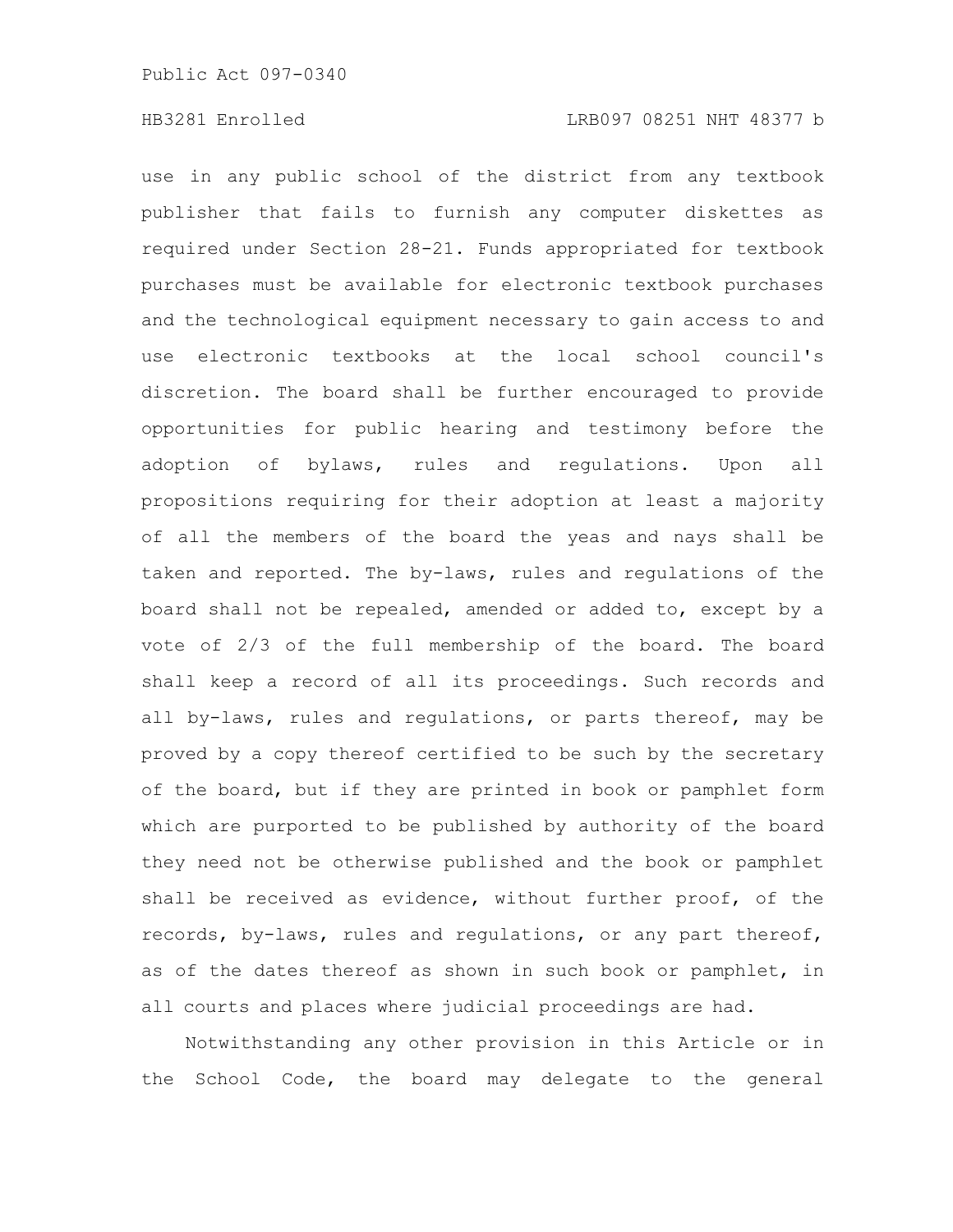use in any public school of the district from any textbook publisher that fails to furnish any computer diskettes as required under Section 28-21. Funds appropriated for textbook purchases must be available for electronic textbook purchases and the technological equipment necessary to gain access to and use electronic textbooks at the local school council's discretion. The board shall be further encouraged to provide opportunities for public hearing and testimony before the adoption of bylaws, rules and regulations. Upon all propositions requiring for their adoption at least a majority of all the members of the board the yeas and nays shall be taken and reported. The by-laws, rules and regulations of the board shall not be repealed, amended or added to, except by a vote of 2/3 of the full membership of the board. The board shall keep a record of all its proceedings. Such records and all by-laws, rules and regulations, or parts thereof, may be proved by a copy thereof certified to be such by the secretary of the board, but if they are printed in book or pamphlet form which are purported to be published by authority of the board they need not be otherwise published and the book or pamphlet shall be received as evidence, without further proof, of the records, by-laws, rules and regulations, or any part thereof, as of the dates thereof as shown in such book or pamphlet, in all courts and places where judicial proceedings are had.

Notwithstanding any other provision in this Article or in the School Code, the board may delegate to the general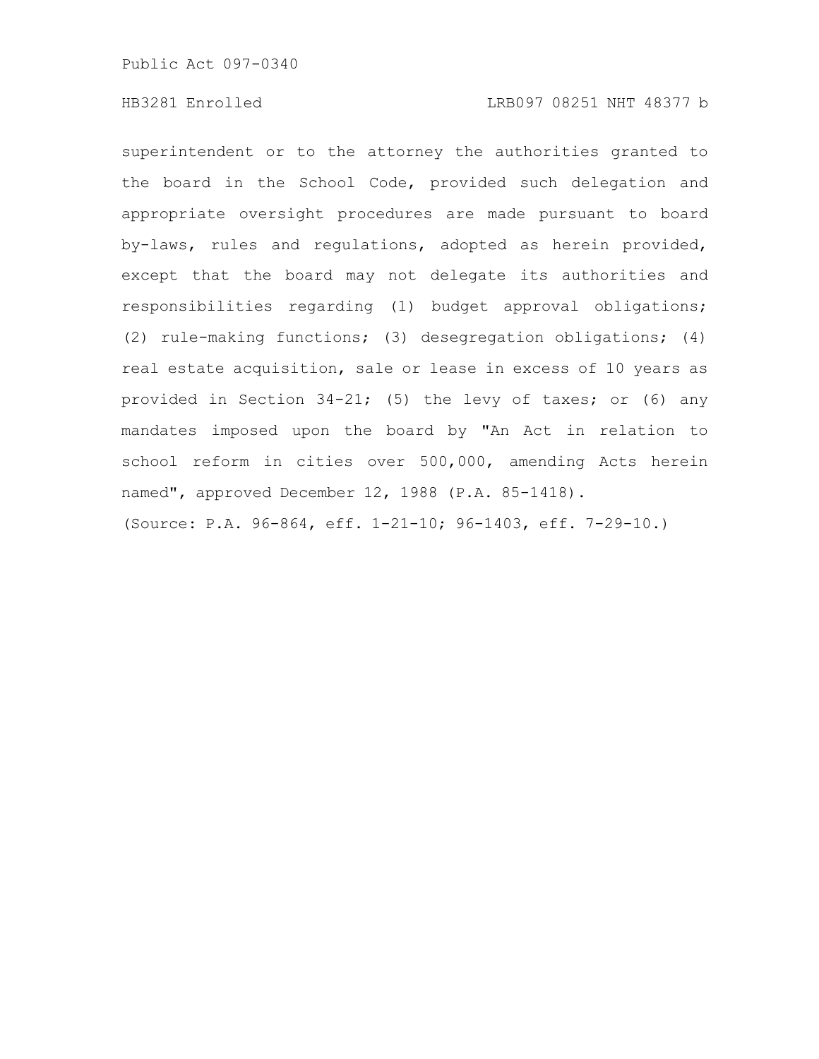superintendent or to the attorney the authorities granted to the board in the School Code, provided such delegation and appropriate oversight procedures are made pursuant to board by-laws, rules and regulations, adopted as herein provided, except that the board may not delegate its authorities and responsibilities regarding (1) budget approval obligations; (2) rule-making functions; (3) desegregation obligations; (4) real estate acquisition, sale or lease in excess of 10 years as provided in Section 34-21; (5) the levy of taxes; or (6) any mandates imposed upon the board by "An Act in relation to school reform in cities over 500,000, amending Acts herein named", approved December 12, 1988 (P.A. 85-1418).

(Source: P.A. 96-864, eff. 1-21-10; 96-1403, eff. 7-29-10.)